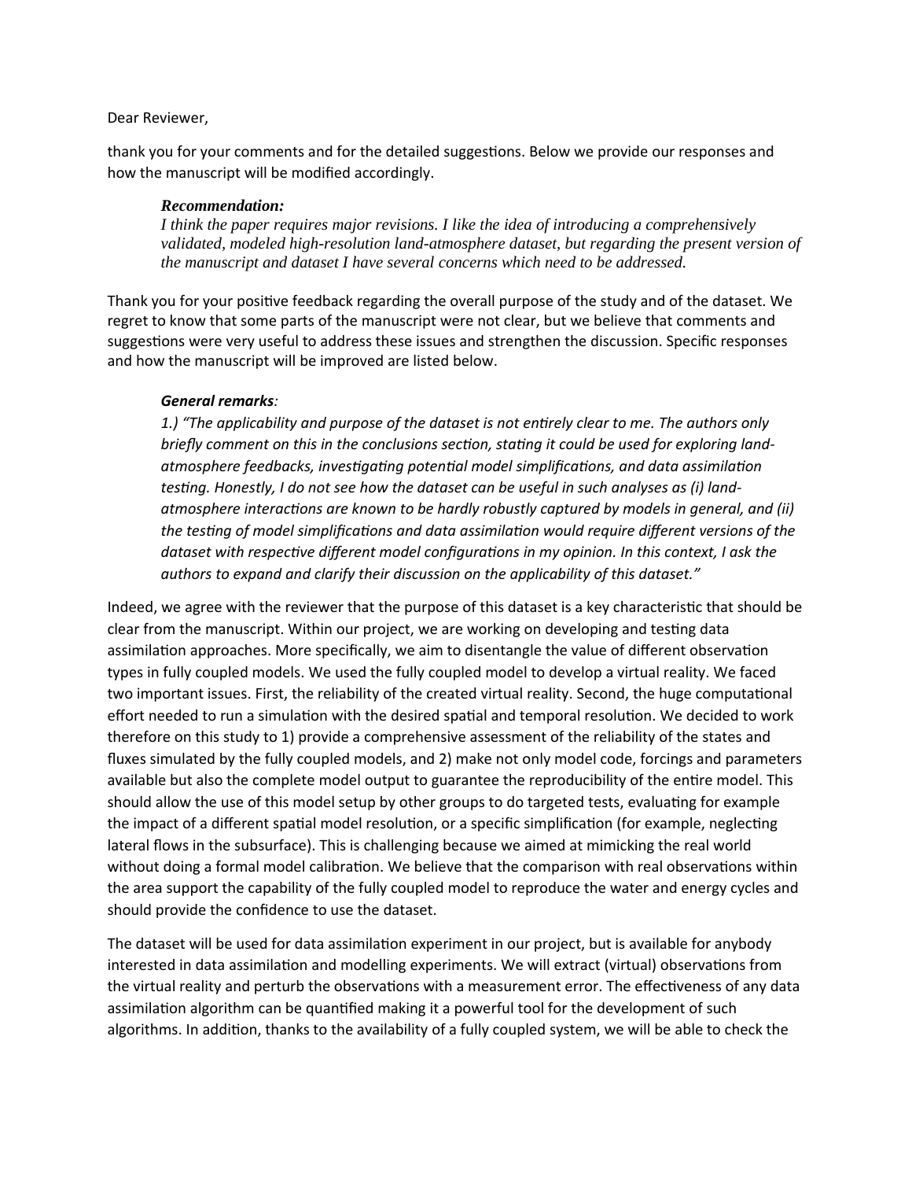Dear Reviewer,

thank you for your comments and for the detailed suggestions. Below we provide our responses and how the manuscript will be modified accordingly.

> ***Recommendation:***
> *I think the paper requires major revisions. I like the idea of introducing a comprehensively validated, modeled high-resolution land-atmosphere dataset, but regarding the present version of the manuscript and dataset I have several concerns which need to be addressed.*

Thank you for your positive feedback regarding the overall purpose of the study and of the dataset. We regret to know that some parts of the manuscript were not clear, but we believe that comments and suggestions were very useful to address these issues and strengthen the discussion. Specific responses and how the manuscript will be improved are listed below.

> ***General remarks:***
> *1.) "The applicability and purpose of the dataset is not entirely clear to me. The authors only briefly comment on this in the conclusions section, stating it could be used for exploring land-atmosphere feedbacks, investigating potential model simplifications, and data assimilation testing. Honestly, I do not see how the dataset can be useful in such analyses as (i) land-atmosphere interactions are known to be hardly robustly captured by models in general, and (ii) the testing of model simplifications and data assimilation would require different versions of the dataset with respective different model configurations in my opinion. In this context, I ask the authors to expand and clarify their discussion on the applicability of this dataset."*

Indeed, we agree with the reviewer that the purpose of this dataset is a key characteristic that should be clear from the manuscript. Within our project, we are working on developing and testing data assimilation approaches. More specifically, we aim to disentangle the value of different observation types in fully coupled models. We used the fully coupled model to develop a virtual reality. We faced two important issues. First, the reliability of the created virtual reality. Second, the huge computational effort needed to run a simulation with the desired spatial and temporal resolution. We decided to work therefore on this study to 1) provide a comprehensive assessment of the reliability of the states and fluxes simulated by the fully coupled models, and 2) make not only model code, forcings and parameters available but also the complete model output to guarantee the reproducibility of the entire model. This should allow the use of this model setup by other groups to do targeted tests, evaluating for example the impact of a different spatial model resolution, or a specific simplification (for example, neglecting lateral flows in the subsurface). This is challenging because we aimed at mimicking the real world without doing a formal model calibration. We believe that the comparison with real observations within the area support the capability of the fully coupled model to reproduce the water and energy cycles and should provide the confidence to use the dataset.

The dataset will be used for data assimilation experiment in our project, but is available for anybody interested in data assimilation and modelling experiments. We will extract (virtual) observations from the virtual reality and perturb the observations with a measurement error. The effectiveness of any data assimilation algorithm can be quantified making it a powerful tool for the development of such algorithms. In addition, thanks to the availability of a fully coupled system, we will be able to check the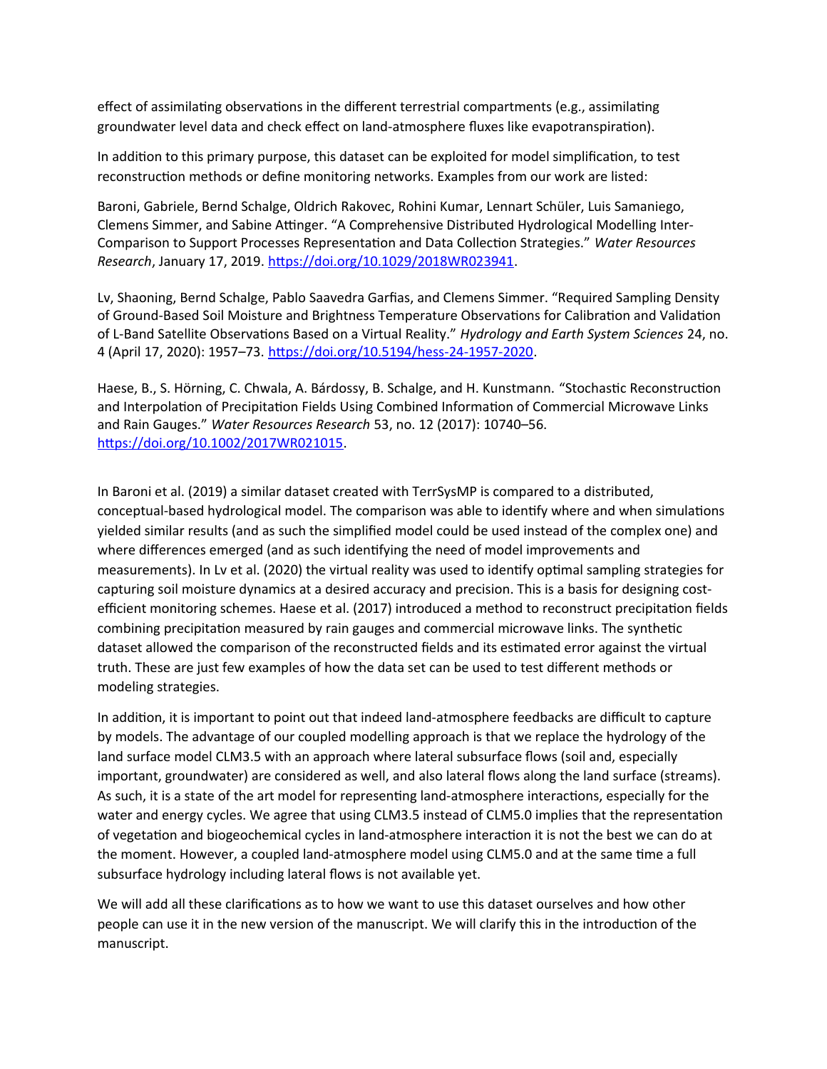effect of assimilating observations in the different terrestrial compartments (e.g., assimilating groundwater level data and check effect on land-atmosphere fluxes like evapotranspiration).

In addition to this primary purpose, this dataset can be exploited for model simplification, to test reconstruction methods or define monitoring networks. Examples from our work are listed:

Baroni, Gabriele, Bernd Schalge, Oldrich Rakovec, Rohini Kumar, Lennart Schüler, Luis Samaniego, Clemens Simmer, and Sabine Attinger. "A Comprehensive Distributed Hydrological Modelling Inter-Comparison to Support Processes Representation and Data Collection Strategies." *Water Resources Research*, January 17, 2019. https://doi.org/10.1029/2018WR023941.

Lv, Shaoning, Bernd Schalge, Pablo Saavedra Garfias, and Clemens Simmer. "Required Sampling Density of Ground-Based Soil Moisture and Brightness Temperature Observations for Calibration and Validation of L-Band Satellite Observations Based on a Virtual Reality." *Hydrology and Earth System Sciences* 24, no. 4 (April 17, 2020): 1957–73. https://doi.org/10.5194/hess-24-1957-2020.

Haese, B., S. Hörning, C. Chwala, A. Bárdossy, B. Schalge, and H. Kunstmann. "Stochastic Reconstruction and Interpolation of Precipitation Fields Using Combined Information of Commercial Microwave Links and Rain Gauges." *Water Resources Research* 53, no. 12 (2017): 10740–56. https://doi.org/10.1002/2017WR021015.

In Baroni et al. (2019) a similar dataset created with TerrSysMP is compared to a distributed, conceptual-based hydrological model. The comparison was able to identify where and when simulations yielded similar results (and as such the simplified model could be used instead of the complex one) and where differences emerged (and as such identifying the need of model improvements and measurements). In Lv et al. (2020) the virtual reality was used to identify optimal sampling strategies for capturing soil moisture dynamics at a desired accuracy and precision. This is a basis for designing cost-efficient monitoring schemes. Haese et al. (2017) introduced a method to reconstruct precipitation fields combining precipitation measured by rain gauges and commercial microwave links. The synthetic dataset allowed the comparison of the reconstructed fields and its estimated error against the virtual truth. These are just few examples of how the data set can be used to test different methods or modeling strategies.

In addition, it is important to point out that indeed land-atmosphere feedbacks are difficult to capture by models. The advantage of our coupled modelling approach is that we replace the hydrology of the land surface model CLM3.5 with an approach where lateral subsurface flows (soil and, especially important, groundwater) are considered as well, and also lateral flows along the land surface (streams). As such, it is a state of the art model for representing land-atmosphere interactions, especially for the water and energy cycles. We agree that using CLM3.5 instead of CLM5.0 implies that the representation of vegetation and biogeochemical cycles in land-atmosphere interaction it is not the best we can do at the moment. However, a coupled land-atmosphere model using CLM5.0 and at the same time a full subsurface hydrology including lateral flows is not available yet.

We will add all these clarifications as to how we want to use this dataset ourselves and how other people can use it in the new version of the manuscript. We will clarify this in the introduction of the manuscript.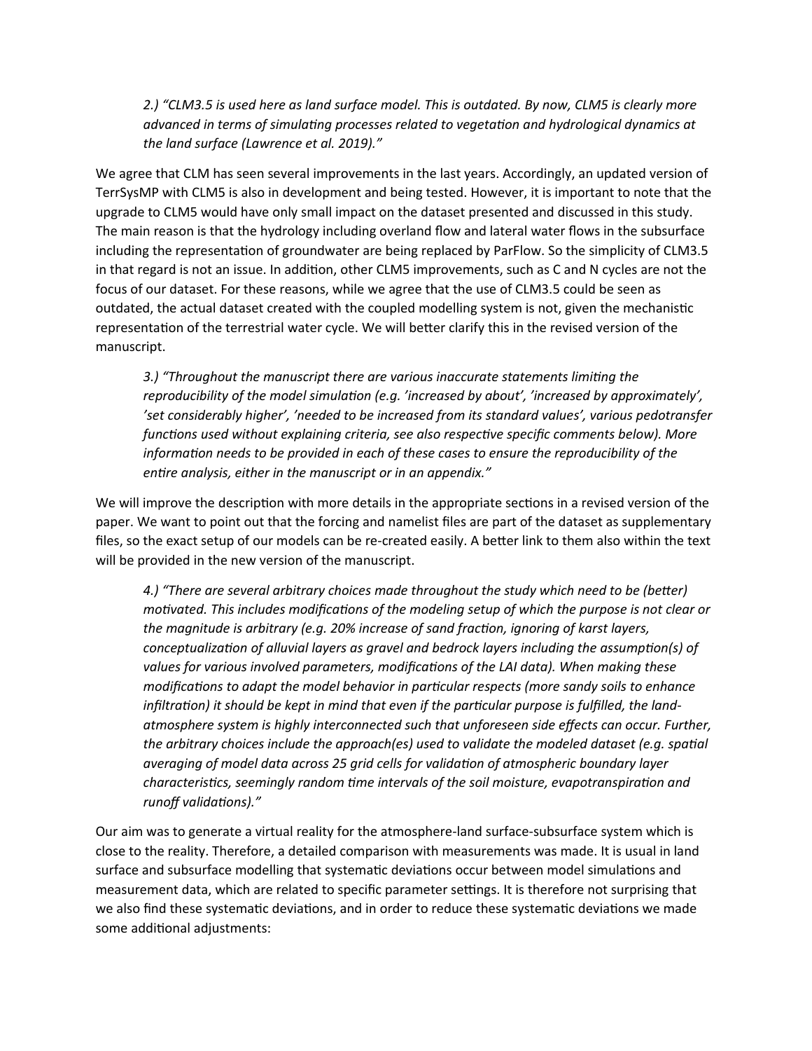*2.) "CLM3.5 is used here as land surface model. This is outdated. By now, CLM5 is clearly more advanced in terms of simulating processes related to vegetation and hydrological dynamics at the land surface (Lawrence et al. 2019)."*

We agree that CLM has seen several improvements in the last years. Accordingly, an updated version of TerrSysMP with CLM5 is also in development and being tested. However, it is important to note that the upgrade to CLM5 would have only small impact on the dataset presented and discussed in this study. The main reason is that the hydrology including overland flow and lateral water flows in the subsurface including the representation of groundwater are being replaced by ParFlow. So the simplicity of CLM3.5 in that regard is not an issue. In addition, other CLM5 improvements, such as C and N cycles are not the focus of our dataset. For these reasons, while we agree that the use of CLM3.5 could be seen as outdated, the actual dataset created with the coupled modelling system is not, given the mechanistic representation of the terrestrial water cycle. We will better clarify this in the revised version of the manuscript.

*3.) "Throughout the manuscript there are various inaccurate statements limiting the reproducibility of the model simulation (e.g. 'increased by about', 'increased by approximately', 'set considerably higher', 'needed to be increased from its standard values', various pedotransfer functions used without explaining criteria, see also respective specific comments below). More information needs to be provided in each of these cases to ensure the reproducibility of the entire analysis, either in the manuscript or in an appendix."*

We will improve the description with more details in the appropriate sections in a revised version of the paper. We want to point out that the forcing and namelist files are part of the dataset as supplementary files, so the exact setup of our models can be re-created easily. A better link to them also within the text will be provided in the new version of the manuscript.

*4.) "There are several arbitrary choices made throughout the study which need to be (better) motivated. This includes modifications of the modeling setup of which the purpose is not clear or the magnitude is arbitrary (e.g. 20% increase of sand fraction, ignoring of karst layers, conceptualization of alluvial layers as gravel and bedrock layers including the assumption(s) of values for various involved parameters, modifications of the LAI data). When making these modifications to adapt the model behavior in particular respects (more sandy soils to enhance infiltration) it should be kept in mind that even if the particular purpose is fulfilled, the land-atmosphere system is highly interconnected such that unforeseen side effects can occur. Further, the arbitrary choices include the approach(es) used to validate the modeled dataset (e.g. spatial averaging of model data across 25 grid cells for validation of atmospheric boundary layer characteristics, seemingly random time intervals of the soil moisture, evapotranspiration and runoff validations)."*

Our aim was to generate a virtual reality for the atmosphere-land surface-subsurface system which is close to the reality. Therefore, a detailed comparison with measurements was made. It is usual in land surface and subsurface modelling that systematic deviations occur between model simulations and measurement data, which are related to specific parameter settings. It is therefore not surprising that we also find these systematic deviations, and in order to reduce these systematic deviations we made some additional adjustments: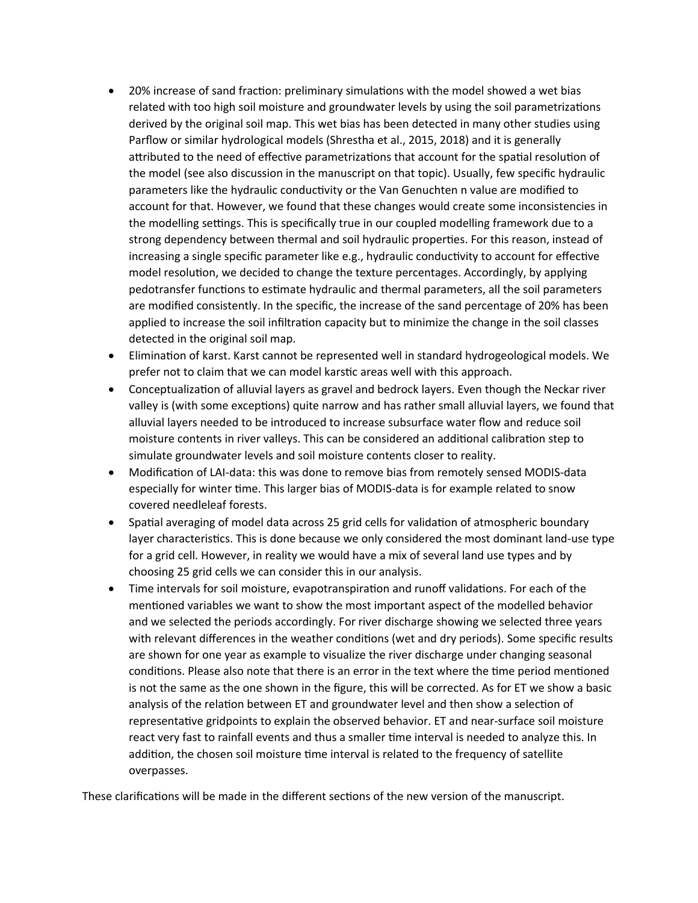- 20% increase of sand fraction: preliminary simulations with the model showed a wet bias related with too high soil moisture and groundwater levels by using the soil parametrizations derived by the original soil map. This wet bias has been detected in many other studies using Parflow or similar hydrological models (Shrestha et al., 2015, 2018) and it is generally attributed to the need of effective parametrizations that account for the spatial resolution of the model (see also discussion in the manuscript on that topic). Usually, few specific hydraulic parameters like the hydraulic conductivity or the Van Genuchten n value are modified to account for that. However, we found that these changes would create some inconsistencies in the modelling settings. This is specifically true in our coupled modelling framework due to a strong dependency between thermal and soil hydraulic properties. For this reason, instead of increasing a single specific parameter like e.g., hydraulic conductivity to account for effective model resolution, we decided to change the texture percentages. Accordingly, by applying pedotransfer functions to estimate hydraulic and thermal parameters, all the soil parameters are modified consistently. In the specific, the increase of the sand percentage of 20% has been applied to increase the soil infiltration capacity but to minimize the change in the soil classes detected in the original soil map.
- Elimination of karst. Karst cannot be represented well in standard hydrogeological models. We prefer not to claim that we can model karstic areas well with this approach.
- Conceptualization of alluvial layers as gravel and bedrock layers. Even though the Neckar river valley is (with some exceptions) quite narrow and has rather small alluvial layers, we found that alluvial layers needed to be introduced to increase subsurface water flow and reduce soil moisture contents in river valleys. This can be considered an additional calibration step to simulate groundwater levels and soil moisture contents closer to reality.
- Modification of LAI-data: this was done to remove bias from remotely sensed MODIS-data especially for winter time. This larger bias of MODIS-data is for example related to snow covered needleleaf forests.
- Spatial averaging of model data across 25 grid cells for validation of atmospheric boundary layer characteristics. This is done because we only considered the most dominant land-use type for a grid cell. However, in reality we would have a mix of several land use types and by choosing 25 grid cells we can consider this in our analysis.
- Time intervals for soil moisture, evapotranspiration and runoff validations. For each of the mentioned variables we want to show the most important aspect of the modelled behavior and we selected the periods accordingly. For river discharge showing we selected three years with relevant differences in the weather conditions (wet and dry periods). Some specific results are shown for one year as example to visualize the river discharge under changing seasonal conditions. Please also note that there is an error in the text where the time period mentioned is not the same as the one shown in the figure, this will be corrected. As for ET we show a basic analysis of the relation between ET and groundwater level and then show a selection of representative gridpoints to explain the observed behavior. ET and near-surface soil moisture react very fast to rainfall events and thus a smaller time interval is needed to analyze this. In addition, the chosen soil moisture time interval is related to the frequency of satellite overpasses.

These clarifications will be made in the different sections of the new version of the manuscript.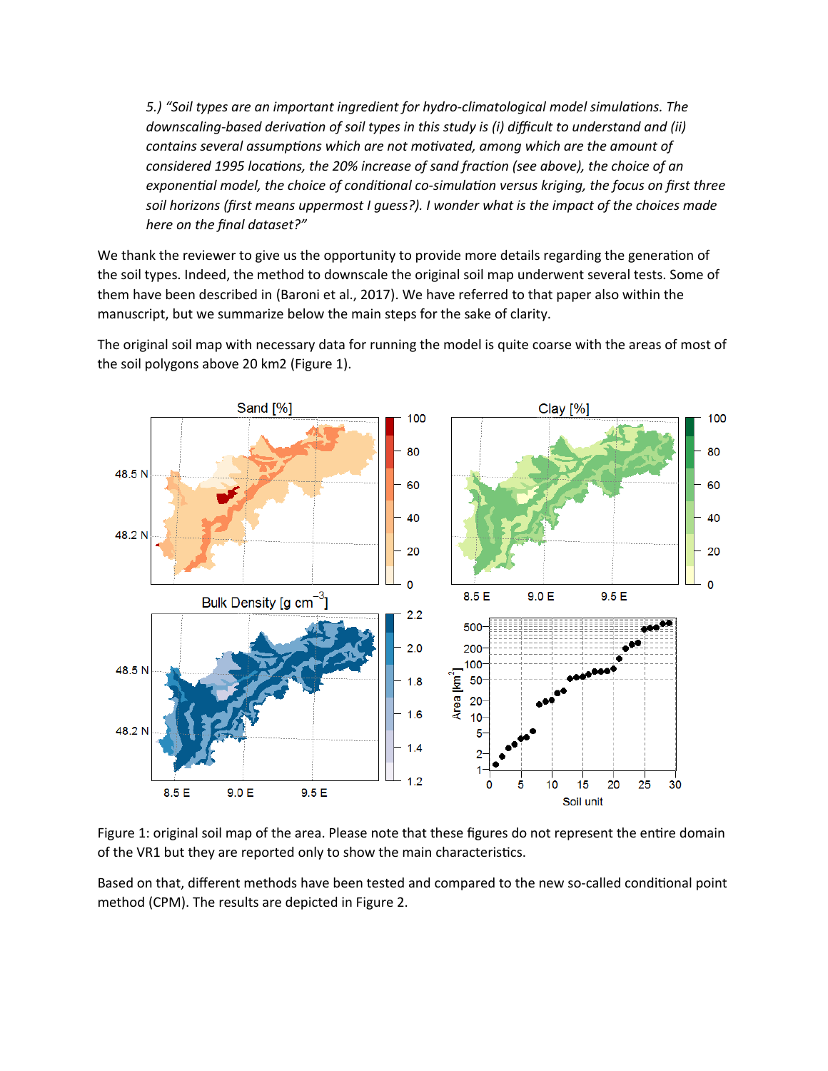*5.) "Soil types are an important ingredient for hydro-climatological model simulations. The downscaling-based derivation of soil types in this study is (i) difficult to understand and (ii) contains several assumptions which are not motivated, among which are the amount of considered 1995 locations, the 20% increase of sand fraction (see above), the choice of an exponential model, the choice of conditional co-simulation versus kriging, the focus on first three soil horizons (first means uppermost I guess?). I wonder what is the impact of the choices made here on the final dataset?"*

We thank the reviewer to give us the opportunity to provide more details regarding the generation of the soil types. Indeed, the method to downscale the original soil map underwent several tests. Some of them have been described in (Baroni et al., 2017). We have referred to that paper also within the manuscript, but we summarize below the main steps for the sake of clarity.

The original soil map with necessary data for running the model is quite coarse with the areas of most of the soil polygons above 20 km2 (Figure 1).

Figure 1: original soil map of the area. Please note that these figures do not represent the entire domain of the VR1 but they are reported only to show the main characteristics.

Based on that, different methods have been tested and compared to the new so-called conditional point method (CPM). The results are depicted in Figure 2.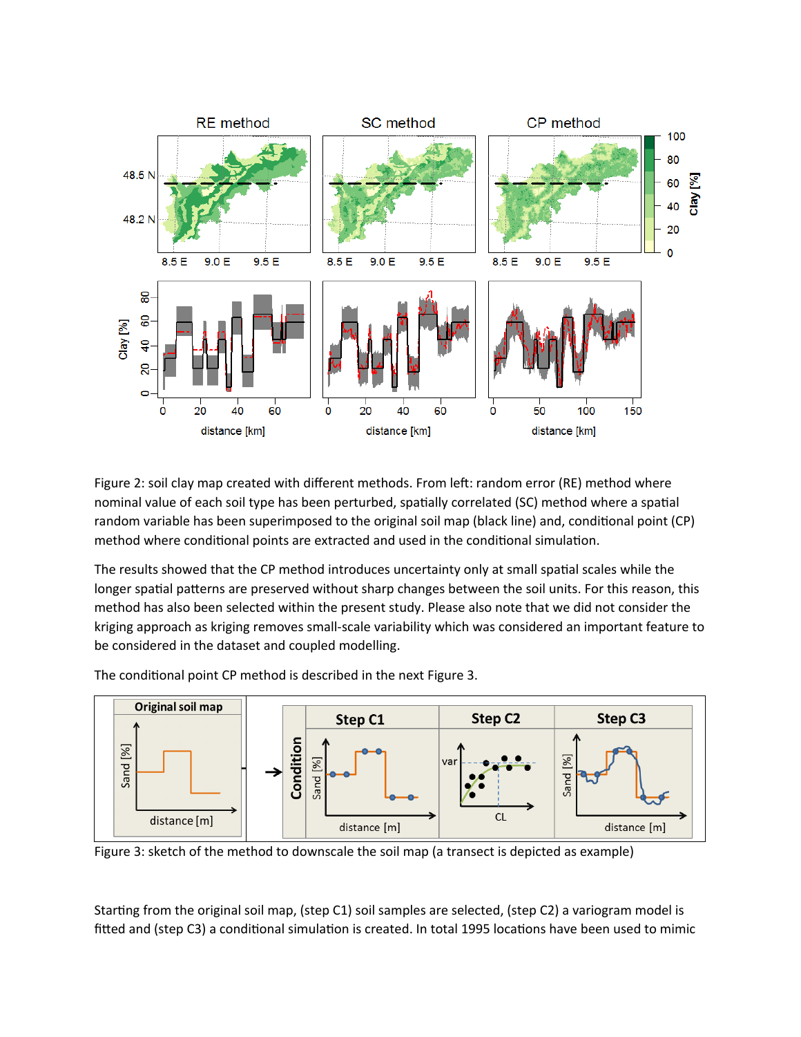Figure 2: soil clay map created with different methods. From left: random error (RE) method where nominal value of each soil type has been perturbed, spatially correlated (SC) method where a spatial random variable has been superimposed to the original soil map (black line) and, conditional point (CP) method where conditional points are extracted and used in the conditional simulation.

The results showed that the CP method introduces uncertainty only at small spatial scales while the longer spatial patterns are preserved without sharp changes between the soil units. For this reason, this method has also been selected within the present study. Please also note that we did not consider the kriging approach as kriging removes small-scale variability which was considered an important feature to be considered in the dataset and coupled modelling.

The conditional point CP method is described in the next Figure 3.

Figure 3: sketch of the method to downscale the soil map (a transect is depicted as example)

Starting from the original soil map, (step C1) soil samples are selected, (step C2) a variogram model is fitted and (step C3) a conditional simulation is created. In total 1995 locations have been used to mimic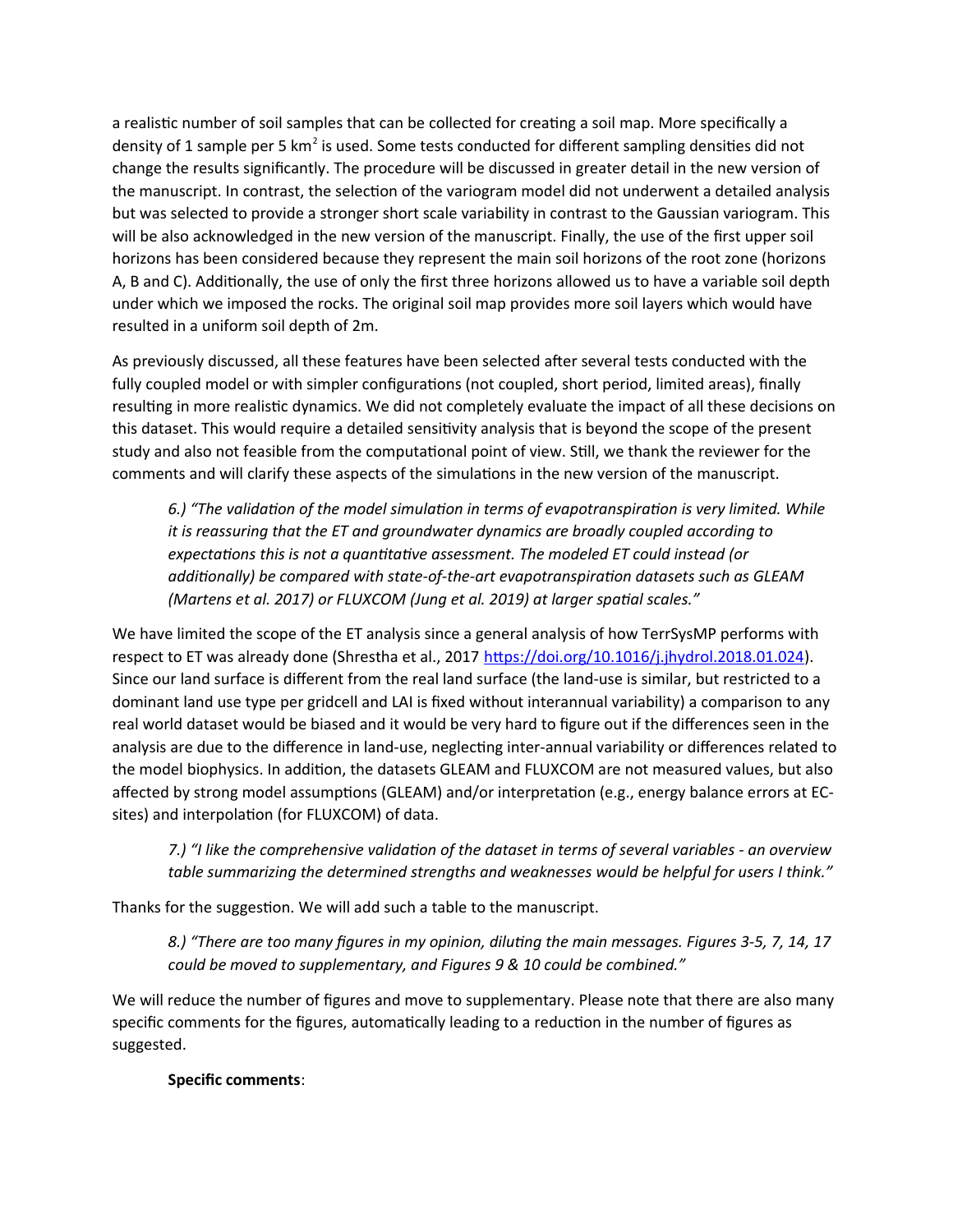a realistic number of soil samples that can be collected for creating a soil map. More specifically a density of 1 sample per 5 km$^2$ is used. Some tests conducted for different sampling densities did not change the results significantly. The procedure will be discussed in greater detail in the new version of the manuscript. In contrast, the selection of the variogram model did not underwent a detailed analysis but was selected to provide a stronger short scale variability in contrast to the Gaussian variogram. This will be also acknowledged in the new version of the manuscript. Finally, the use of the first upper soil horizons has been considered because they represent the main soil horizons of the root zone (horizons A, B and C). Additionally, the use of only the first three horizons allowed us to have a variable soil depth under which we imposed the rocks. The original soil map provides more soil layers which would have resulted in a uniform soil depth of 2m.

As previously discussed, all these features have been selected after several tests conducted with the fully coupled model or with simpler configurations (not coupled, short period, limited areas), finally resulting in more realistic dynamics. We did not completely evaluate the impact of all these decisions on this dataset. This would require a detailed sensitivity analysis that is beyond the scope of the present study and also not feasible from the computational point of view. Still, we thank the reviewer for the comments and will clarify these aspects of the simulations in the new version of the manuscript.

> *6.) "The validation of the model simulation in terms of evapotranspiration is very limited. While it is reassuring that the ET and groundwater dynamics are broadly coupled according to expectations this is not a quantitative assessment. The modeled ET could instead (or additionally) be compared with state-of-the-art evapotranspiration datasets such as GLEAM (Martens et al. 2017) or FLUXCOM (Jung et al. 2019) at larger spatial scales."*

We have limited the scope of the ET analysis since a general analysis of how TerrSysMP performs with respect to ET was already done (Shrestha et al., 2017 https://doi.org/10.1016/j.jhydrol.2018.01.024). Since our land surface is different from the real land surface (the land-use is similar, but restricted to a dominant land use type per gridcell and LAI is fixed without interannual variability) a comparison to any real world dataset would be biased and it would be very hard to figure out if the differences seen in the analysis are due to the difference in land-use, neglecting inter-annual variability or differences related to the model biophysics. In addition, the datasets GLEAM and FLUXCOM are not measured values, but also affected by strong model assumptions (GLEAM) and/or interpretation (e.g., energy balance errors at EC-sites) and interpolation (for FLUXCOM) of data.

> *7.) "I like the comprehensive validation of the dataset in terms of several variables - an overview table summarizing the determined strengths and weaknesses would be helpful for users I think."*

Thanks for the suggestion. We will add such a table to the manuscript.

> *8.) "There are too many figures in my opinion, diluting the main messages. Figures 3-5, 7, 14, 17 could be moved to supplementary, and Figures 9 & 10 could be combined."*

We will reduce the number of figures and move to supplementary. Please note that there are also many specific comments for the figures, automatically leading to a reduction in the number of figures as suggested.

**Specific comments**: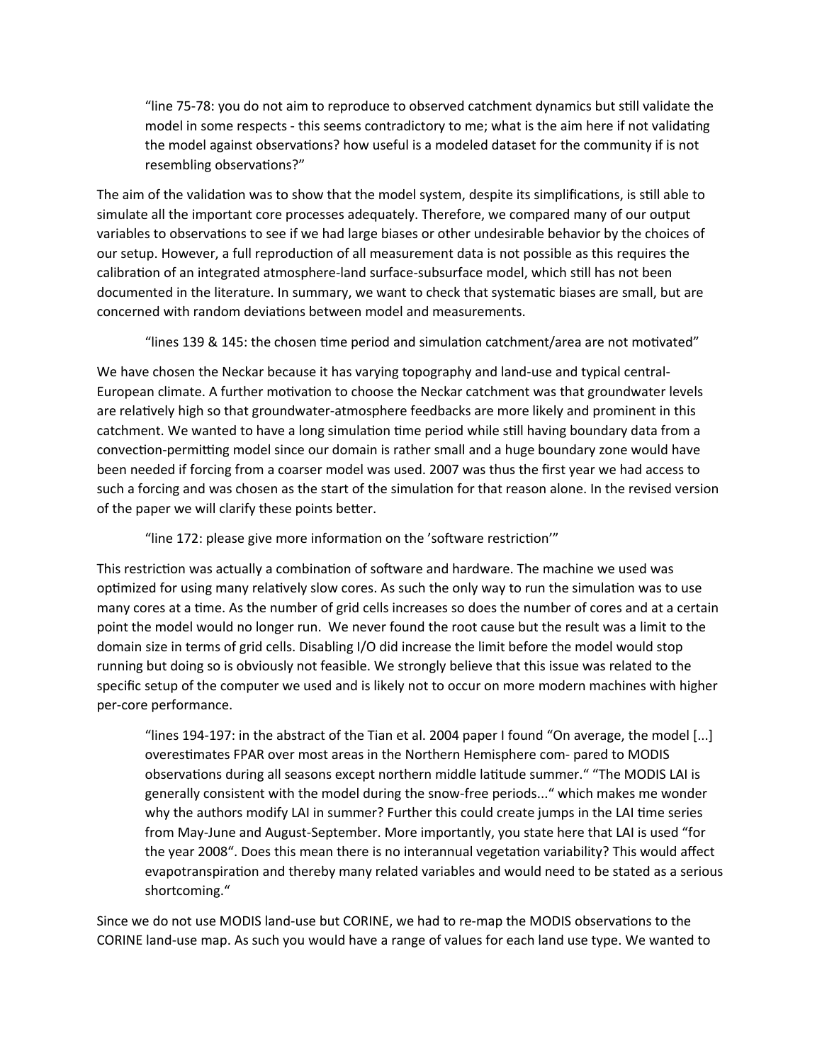> “line 75-78: you do not aim to reproduce to observed catchment dynamics but still validate the model in some respects - this seems contradictory to me; what is the aim here if not validating the model against observations? how useful is a modeled dataset for the community if is not resembling observations?”

The aim of the validation was to show that the model system, despite its simplifications, is still able to simulate all the important core processes adequately. Therefore, we compared many of our output variables to observations to see if we had large biases or other undesirable behavior by the choices of our setup. However, a full reproduction of all measurement data is not possible as this requires the calibration of an integrated atmosphere-land surface-subsurface model, which still has not been documented in the literature. In summary, we want to check that systematic biases are small, but are concerned with random deviations between model and measurements.

> “lines 139 & 145: the chosen time period and simulation catchment/area are not motivated”

We have chosen the Neckar because it has varying topography and land-use and typical central-European climate. A further motivation to choose the Neckar catchment was that groundwater levels are relatively high so that groundwater-atmosphere feedbacks are more likely and prominent in this catchment. We wanted to have a long simulation time period while still having boundary data from a convection-permitting model since our domain is rather small and a huge boundary zone would have been needed if forcing from a coarser model was used. 2007 was thus the first year we had access to such a forcing and was chosen as the start of the simulation for that reason alone. In the revised version of the paper we will clarify these points better.

> “line 172: please give more information on the ’software restriction’”

This restriction was actually a combination of software and hardware. The machine we used was optimized for using many relatively slow cores. As such the only way to run the simulation was to use many cores at a time. As the number of grid cells increases so does the number of cores and at a certain point the model would no longer run. We never found the root cause but the result was a limit to the domain size in terms of grid cells. Disabling I/O did increase the limit before the model would stop running but doing so is obviously not feasible. We strongly believe that this issue was related to the specific setup of the computer we used and is likely not to occur on more modern machines with higher per-core performance.

> “lines 194-197: in the abstract of the Tian et al. 2004 paper I found “On average, the model [...] overestimates FPAR over most areas in the Northern Hemisphere com- pared to MODIS observations during all seasons except northern middle latitude summer.“ “The MODIS LAI is generally consistent with the model during the snow-free periods...“ which makes me wonder why the authors modify LAI in summer? Further this could create jumps in the LAI time series from May-June and August-September. More importantly, you state here that LAI is used “for the year 2008“. Does this mean there is no interannual vegetation variability? This would affect evapotranspiration and thereby many related variables and would need to be stated as a serious shortcoming.“

Since we do not use MODIS land-use but CORINE, we had to re-map the MODIS observations to the CORINE land-use map. As such you would have a range of values for each land use type. We wanted to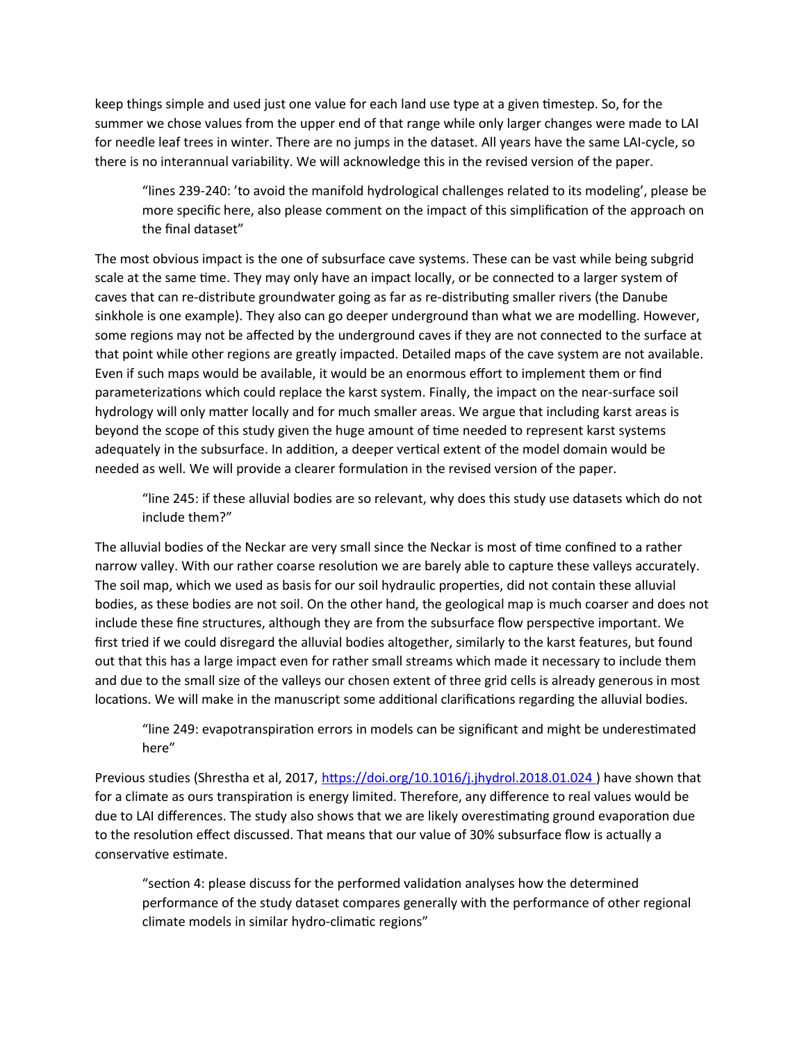keep things simple and used just one value for each land use type at a given timestep. So, for the summer we chose values from the upper end of that range while only larger changes were made to LAI for needle leaf trees in winter. There are no jumps in the dataset. All years have the same LAI-cycle, so there is no interannual variability. We will acknowledge this in the revised version of the paper.

> "lines 239-240: 'to avoid the manifold hydrological challenges related to its modeling', please be more specific here, also please comment on the impact of this simplification of the approach on the final dataset"

The most obvious impact is the one of subsurface cave systems. These can be vast while being subgrid scale at the same time. They may only have an impact locally, or be connected to a larger system of caves that can re-distribute groundwater going as far as re-distributing smaller rivers (the Danube sinkhole is one example). They also can go deeper underground than what we are modelling. However, some regions may not be affected by the underground caves if they are not connected to the surface at that point while other regions are greatly impacted. Detailed maps of the cave system are not available. Even if such maps would be available, it would be an enormous effort to implement them or find parameterizations which could replace the karst system. Finally, the impact on the near-surface soil hydrology will only matter locally and for much smaller areas. We argue that including karst areas is beyond the scope of this study given the huge amount of time needed to represent karst systems adequately in the subsurface. In addition, a deeper vertical extent of the model domain would be needed as well. We will provide a clearer formulation in the revised version of the paper.

> "line 245: if these alluvial bodies are so relevant, why does this study use datasets which do not include them?"

The alluvial bodies of the Neckar are very small since the Neckar is most of time confined to a rather narrow valley. With our rather coarse resolution we are barely able to capture these valleys accurately. The soil map, which we used as basis for our soil hydraulic properties, did not contain these alluvial bodies, as these bodies are not soil. On the other hand, the geological map is much coarser and does not include these fine structures, although they are from the subsurface flow perspective important. We first tried if we could disregard the alluvial bodies altogether, similarly to the karst features, but found out that this has a large impact even for rather small streams which made it necessary to include them and due to the small size of the valleys our chosen extent of three grid cells is already generous in most locations. We will make in the manuscript some additional clarifications regarding the alluvial bodies.

> "line 249: evapotranspiration errors in models can be significant and might be underestimated here"

Previous studies (Shrestha et al, 2017, https://doi.org/10.1016/j.jhydrol.2018.01.024 ) have shown that for a climate as ours transpiration is energy limited. Therefore, any difference to real values would be due to LAI differences. The study also shows that we are likely overestimating ground evaporation due to the resolution effect discussed. That means that our value of 30% subsurface flow is actually a conservative estimate.

> "section 4: please discuss for the performed validation analyses how the determined performance of the study dataset compares generally with the performance of other regional climate models in similar hydro-climatic regions"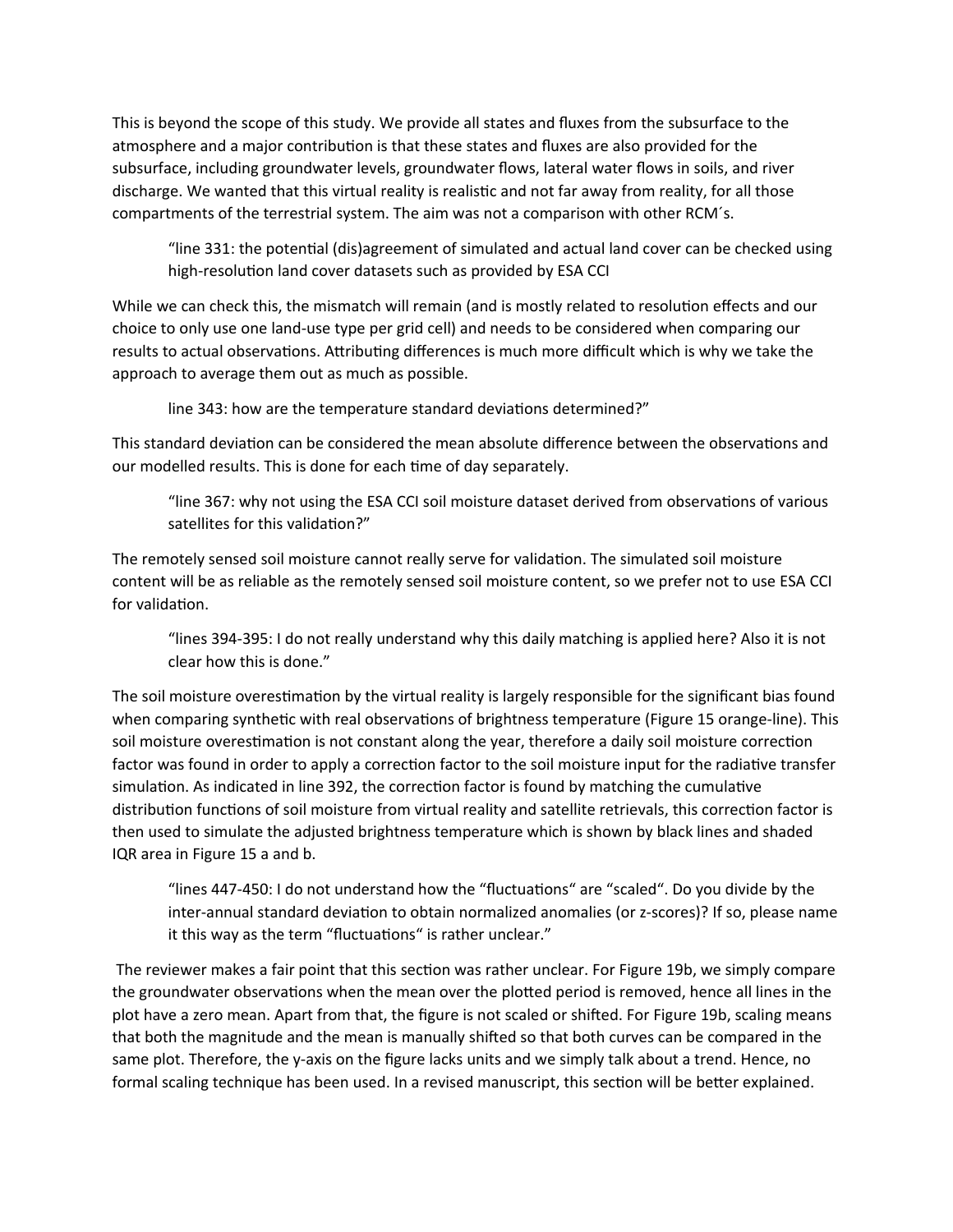This is beyond the scope of this study. We provide all states and fluxes from the subsurface to the atmosphere and a major contribution is that these states and fluxes are also provided for the subsurface, including groundwater levels, groundwater flows, lateral water flows in soils, and river discharge. We wanted that this virtual reality is realistic and not far away from reality, for all those compartments of the terrestrial system. The aim was not a comparison with other RCM´s.

> "line 331: the potential (dis)agreement of simulated and actual land cover can be checked using high-resolution land cover datasets such as provided by ESA CCI

While we can check this, the mismatch will remain (and is mostly related to resolution effects and our choice to only use one land-use type per grid cell) and needs to be considered when comparing our results to actual observations. Attributing differences is much more difficult which is why we take the approach to average them out as much as possible.

> line 343: how are the temperature standard deviations determined?"

This standard deviation can be considered the mean absolute difference between the observations and our modelled results. This is done for each time of day separately.

> "line 367: why not using the ESA CCI soil moisture dataset derived from observations of various satellites for this validation?"

The remotely sensed soil moisture cannot really serve for validation. The simulated soil moisture content will be as reliable as the remotely sensed soil moisture content, so we prefer not to use ESA CCI for validation.

> "lines 394-395: I do not really understand why this daily matching is applied here? Also it is not clear how this is done."

The soil moisture overestimation by the virtual reality is largely responsible for the significant bias found when comparing synthetic with real observations of brightness temperature (Figure 15 orange-line). This soil moisture overestimation is not constant along the year, therefore a daily soil moisture correction factor was found in order to apply a correction factor to the soil moisture input for the radiative transfer simulation. As indicated in line 392, the correction factor is found by matching the cumulative distribution functions of soil moisture from virtual reality and satellite retrievals, this correction factor is then used to simulate the adjusted brightness temperature which is shown by black lines and shaded IQR area in Figure 15 a and b.

> "lines 447-450: I do not understand how the "fluctuations" are "scaled". Do you divide by the inter-annual standard deviation to obtain normalized anomalies (or z-scores)? If so, please name it this way as the term "fluctuations" is rather unclear."

The reviewer makes a fair point that this section was rather unclear. For Figure 19b, we simply compare the groundwater observations when the mean over the plotted period is removed, hence all lines in the plot have a zero mean. Apart from that, the figure is not scaled or shifted. For Figure 19b, scaling means that both the magnitude and the mean is manually shifted so that both curves can be compared in the same plot. Therefore, the y-axis on the figure lacks units and we simply talk about a trend. Hence, no formal scaling technique has been used. In a revised manuscript, this section will be better explained.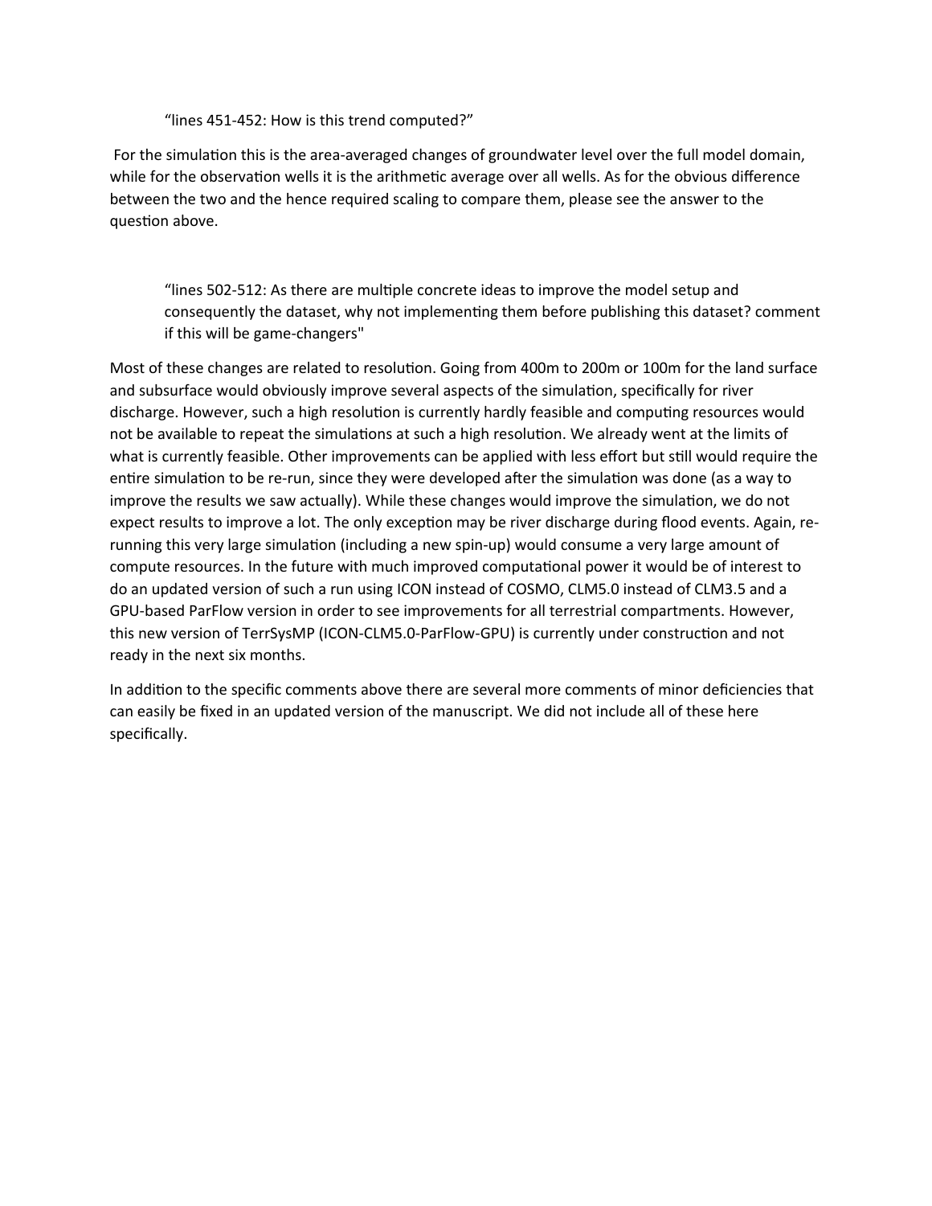> "lines 451-452: How is this trend computed?"

For the simulation this is the area-averaged changes of groundwater level over the full model domain, while for the observation wells it is the arithmetic average over all wells. As for the obvious difference between the two and the hence required scaling to compare them, please see the answer to the question above.

> "lines 502-512: As there are multiple concrete ideas to improve the model setup and consequently the dataset, why not implementing them before publishing this dataset? comment if this will be game-changers"

Most of these changes are related to resolution. Going from 400m to 200m or 100m for the land surface and subsurface would obviously improve several aspects of the simulation, specifically for river discharge. However, such a high resolution is currently hardly feasible and computing resources would not be available to repeat the simulations at such a high resolution. We already went at the limits of what is currently feasible. Other improvements can be applied with less effort but still would require the entire simulation to be re-run, since they were developed after the simulation was done (as a way to improve the results we saw actually). While these changes would improve the simulation, we do not expect results to improve a lot. The only exception may be river discharge during flood events. Again, re-running this very large simulation (including a new spin-up) would consume a very large amount of compute resources. In the future with much improved computational power it would be of interest to do an updated version of such a run using ICON instead of COSMO, CLM5.0 instead of CLM3.5 and a GPU-based ParFlow version in order to see improvements for all terrestrial compartments. However, this new version of TerrSysMP (ICON-CLM5.0-ParFlow-GPU) is currently under construction and not ready in the next six months.

In addition to the specific comments above there are several more comments of minor deficiencies that can easily be fixed in an updated version of the manuscript. We did not include all of these here specifically.